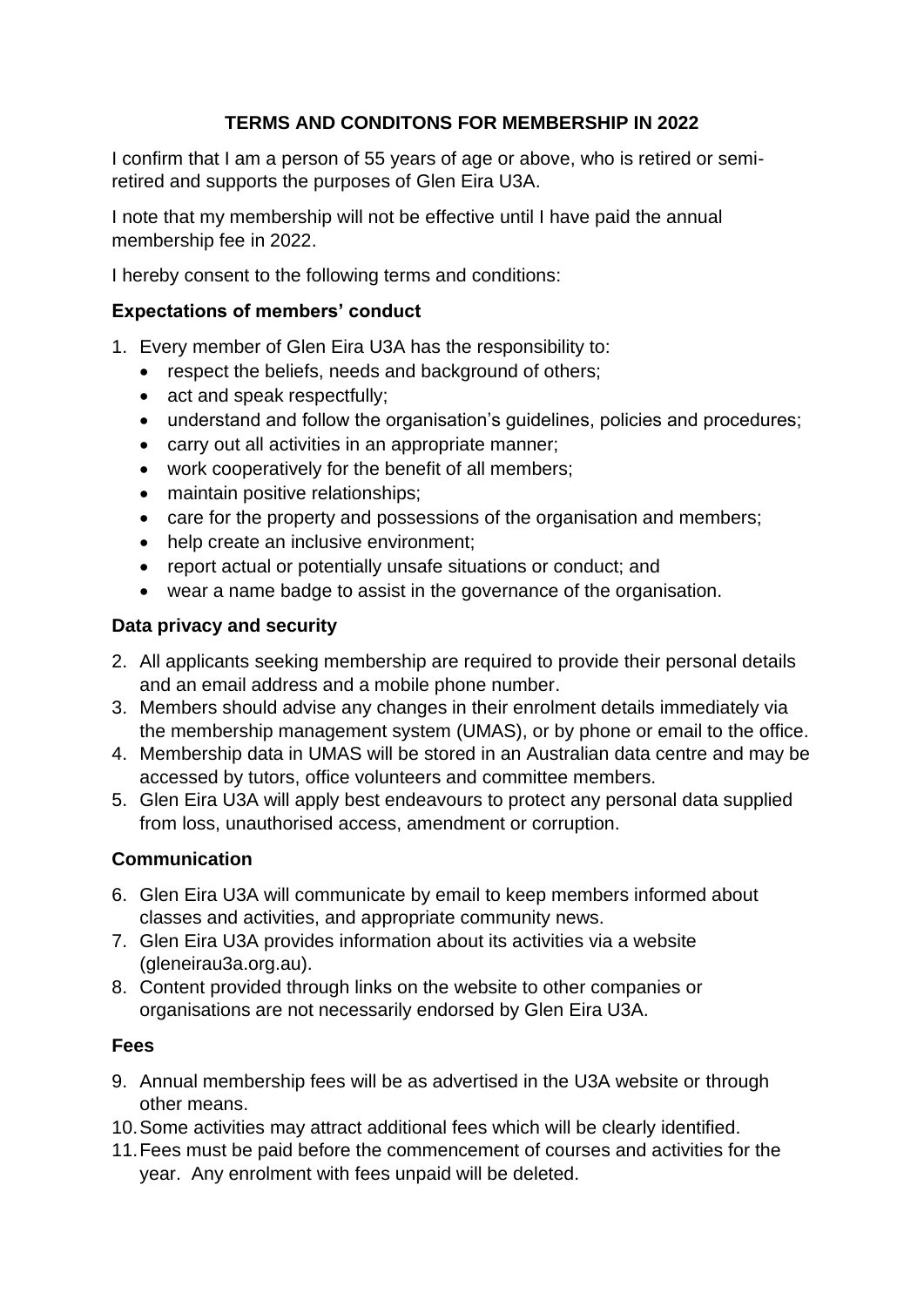# TERMS AND CONDITONS FOR MEMBERSHIP IN 2022

I confirm that I am a person of 55 years of age or above, who is retired or semi-retired and supports the purposes of Glen Eira U3A.

I note that my membership will not be effective until I have paid the annual membership fee in 2022.

I hereby consent to the following terms and conditions:

## Expectations of members' conduct

1. Every member of Glen Eira U3A has the responsibility to:
   - respect the beliefs, needs and background of others;
   - act and speak respectfully;
   - understand and follow the organisation's guidelines, policies and procedures;
   - carry out all activities in an appropriate manner;
   - work cooperatively for the benefit of all members;
   - maintain positive relationships;
   - care for the property and possessions of the organisation and members;
   - help create an inclusive environment;
   - report actual or potentially unsafe situations or conduct; and
   - wear a name badge to assist in the governance of the organisation.

## Data privacy and security

2. All applicants seeking membership are required to provide their personal details and an email address and a mobile phone number.
3. Members should advise any changes in their enrolment details immediately via the membership management system (UMAS), or by phone or email to the office.
4. Membership data in UMAS will be stored in an Australian data centre and may be accessed by tutors, office volunteers and committee members.
5. Glen Eira U3A will apply best endeavours to protect any personal data supplied from loss, unauthorised access, amendment or corruption.

## Communication

6. Glen Eira U3A will communicate by email to keep members informed about classes and activities, and appropriate community news.
7. Glen Eira U3A provides information about its activities via a website (gleneirau3a.org.au).
8. Content provided through links on the website to other companies or organisations are not necessarily endorsed by Glen Eira U3A.

## Fees

9. Annual membership fees will be as advertised in the U3A website or through other means.
10. Some activities may attract additional fees which will be clearly identified.
11. Fees must be paid before the commencement of courses and activities for the year. Any enrolment with fees unpaid will be deleted.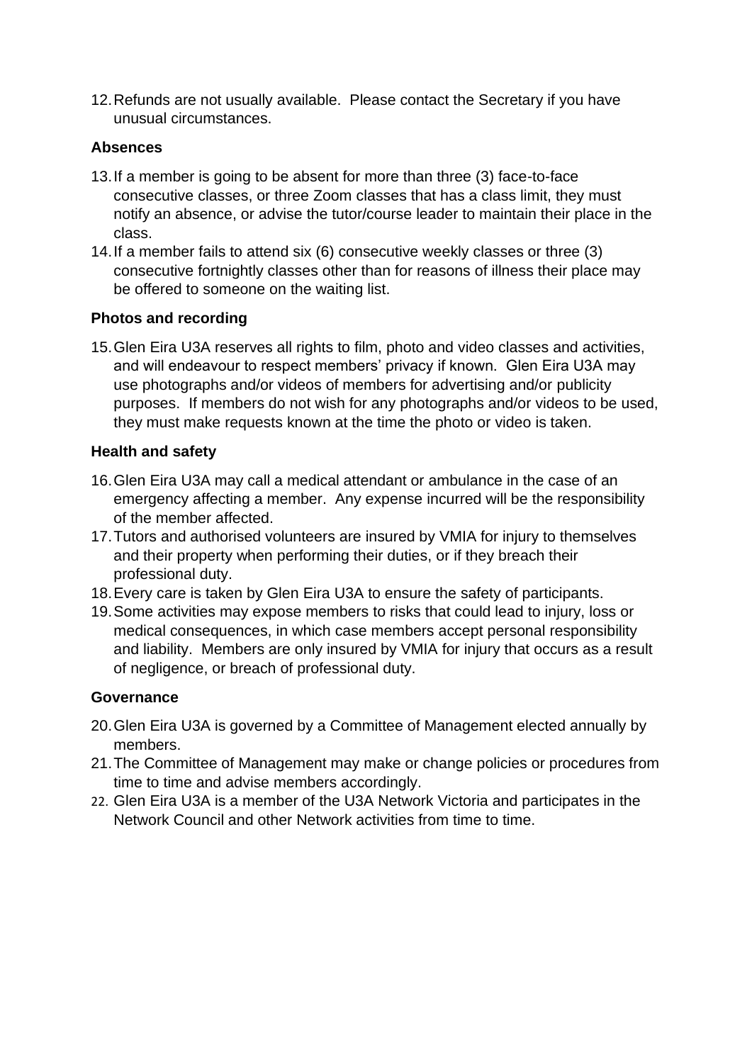12. Refunds are not usually available. Please contact the Secretary if you have unusual circumstances.

**Absences**

13. If a member is going to be absent for more than three (3) face-to-face consecutive classes, or three Zoom classes that has a class limit, they must notify an absence, or advise the tutor/course leader to maintain their place in the class.
14. If a member fails to attend six (6) consecutive weekly classes or three (3) consecutive fortnightly classes other than for reasons of illness their place may be offered to someone on the waiting list.

**Photos and recording**

15. Glen Eira U3A reserves all rights to film, photo and video classes and activities, and will endeavour to respect members' privacy if known. Glen Eira U3A may use photographs and/or videos of members for advertising and/or publicity purposes. If members do not wish for any photographs and/or videos to be used, they must make requests known at the time the photo or video is taken.

**Health and safety**

16. Glen Eira U3A may call a medical attendant or ambulance in the case of an emergency affecting a member. Any expense incurred will be the responsibility of the member affected.
17. Tutors and authorised volunteers are insured by VMIA for injury to themselves and their property when performing their duties, or if they breach their professional duty.
18. Every care is taken by Glen Eira U3A to ensure the safety of participants.
19. Some activities may expose members to risks that could lead to injury, loss or medical consequences, in which case members accept personal responsibility and liability. Members are only insured by VMIA for injury that occurs as a result of negligence, or breach of professional duty.

**Governance**

20. Glen Eira U3A is governed by a Committee of Management elected annually by members.
21. The Committee of Management may make or change policies or procedures from time to time and advise members accordingly.
22. Glen Eira U3A is a member of the U3A Network Victoria and participates in the Network Council and other Network activities from time to time.